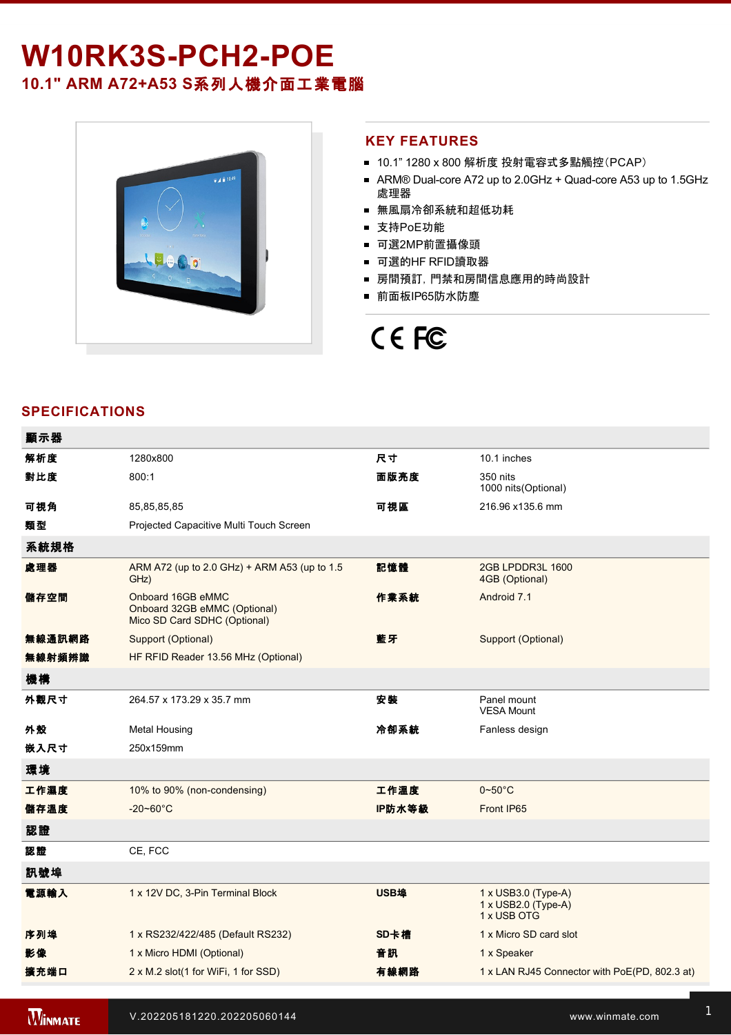# W10RK3S-PCH2-POE

## 10.1" ARM A72+A53 S系列人機介面工業電腦

## KEY FEATURES

- 10.1” 1280 x 800 解析度 投射電容式多點觸控（PCAP）
- ARM® Dual-core A72 up to 2.0GHz + Quad-core A53 up to 1.5GHz 處理器
- 無風扇冷卻系統和超低功耗
- 支持PoE功能
- 可選2MP前置攝像頭
- 可選的HF RFID讀取器
- 房間預訂，門禁和房間信息應用的時尚設計
- 前面板IP65防水防塵

## SPECIFICATIONS

| 顯示器 | | | |
|---|---|---|---|
| 解析度 | 1280x800 | 尺寸 | 10.1 inches |
| 對比度 | 800:1 | 面版亮度 | 350 nits<br>1000 nits(Optional) |
| 可視角 | 85,85,85,85 | 可視區 | 216.96 x135.6 mm |
| 類型 | Projected Capacitive Multi Touch Screen | | |
| **系統規格** | | | |
| 處理器 | ARM A72 (up to 2.0 GHz) + ARM A53 (up to 1.5 GHz) | 記憶體 | 2GB LPDDR3L 1600<br>4GB (Optional) |
| 儲存空間 | Onboard 16GB eMMC<br>Onboard 32GB eMMC (Optional)<br>Mico SD Card SDHC (Optional) | 作業系統 | Android 7.1 |
| 無線通訊網路 | Support (Optional) | 藍牙 | Support (Optional) |
| 無線射頻辨識 | HF RFID Reader 13.56 MHz (Optional) | | |
| **機構** | | | |
| 外觀尺寸 | 264.57 x 173.29 x 35.7 mm | 安裝 | Panel mount<br>VESA Mount |
| 外殼 | Metal Housing | 冷卻系統 | Fanless design |
| 嵌入尺寸 | 250x159mm | | |
| **環境** | | | |
| 工作濕度 | 10% to 90% (non-condensing) | 工作溫度 | 0~50°C |
| 儲存溫度 | -20~60°C | IP防水等級 | Front IP65 |
| **認證** | | | |
| 認證 | CE, FCC | | |
| **訊號埠** | | | |
| 電源輸入 | 1 x 12V DC, 3-Pin Terminal Block | USB埠 | 1 x USB3.0 (Type-A)<br>1 x USB2.0 (Type-A)<br>1 x USB OTG |
| 序列埠 | 1 x RS232/422/485 (Default RS232) | SD卡槽 | 1 x Micro SD card slot |
| 影像 | 1 x Micro HDMI (Optional) | 音訊 | 1 x Speaker |
| 擴充端口 | 2 x M.2 slot(1 for WiFi, 1 for SSD) | 有線網路 | 1 x LAN RJ45 Connector with PoE(PD, 802.3 at) |

V.202205181220.202205060144

www.winmate.com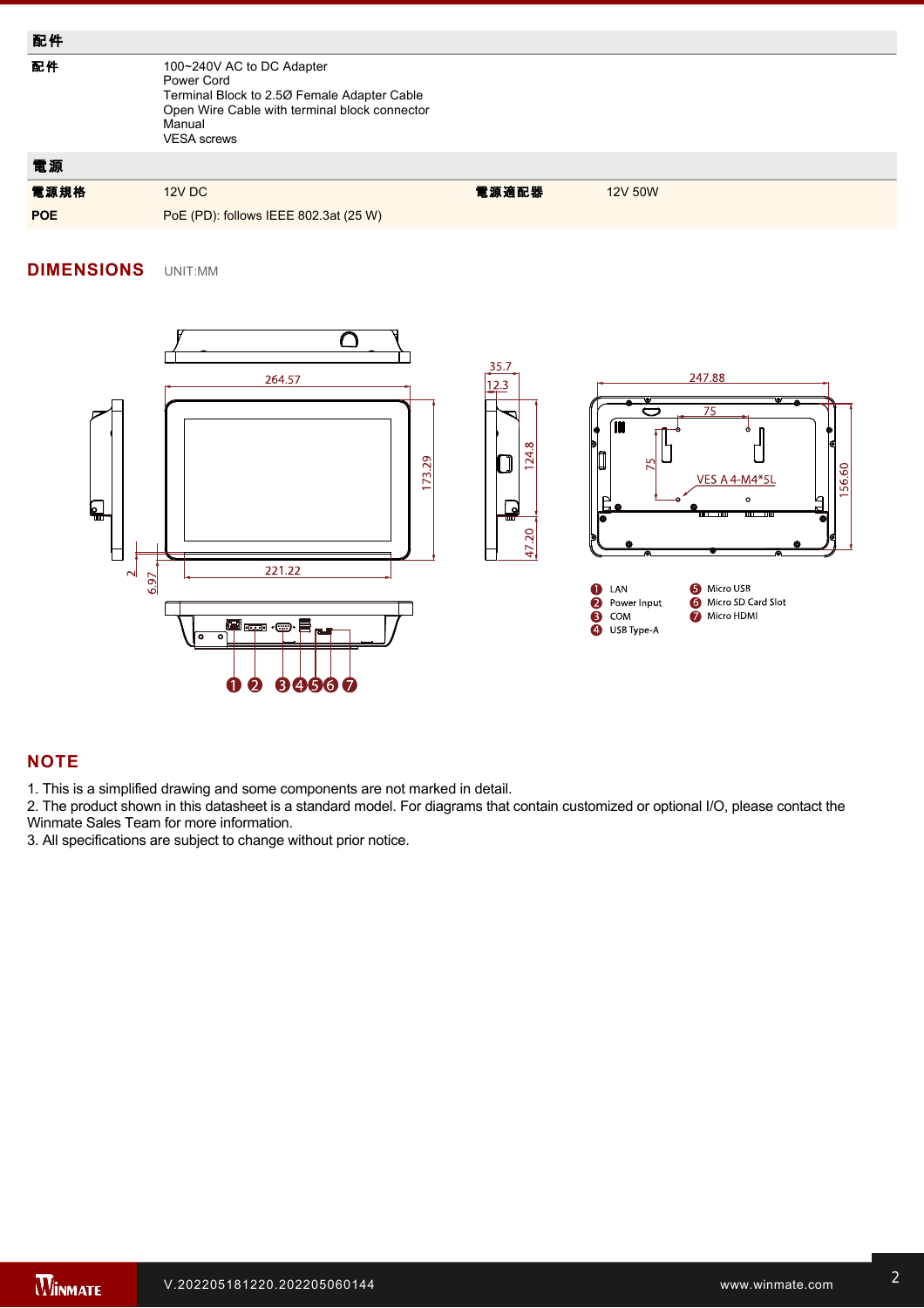| 配件 | | | |
| --- | --- | --- | --- |
| **配件** | 100~240V AC to DC Adapter<br>Power Cord<br>Terminal Block to 2.5Ø Female Adapter Cable<br>Open Wire Cable with terminal block connector<br>Manual<br>VESA screws | | |

| 電源 | | | |
| --- | --- | --- | --- |
| **電源規格** | 12V DC | **電源適配器** | 12V 50W |
| **POE** | PoE (PD): follows IEEE 802.3at (25 W) | | |

## DIMENSIONS

UNIT:MM

264.57
173.29
221.22
2
6.97
35.7
12.3
124.8
47.20
247.88
75
75
VES A 4-M4*5L
156.60

1 LAN
2 Power Input
3 COM
4 USB Type-A
5 Micro USB
6 Micro SD Card Slot
7 Micro HDMI

## NOTE

1. This is a simplified drawing and some components are not marked in detail.
2. The product shown in this datasheet is a standard model. For diagrams that contain customized or optional I/O, please contact the Winmate Sales Team for more information.
3. All specifications are subject to change without prior notice.